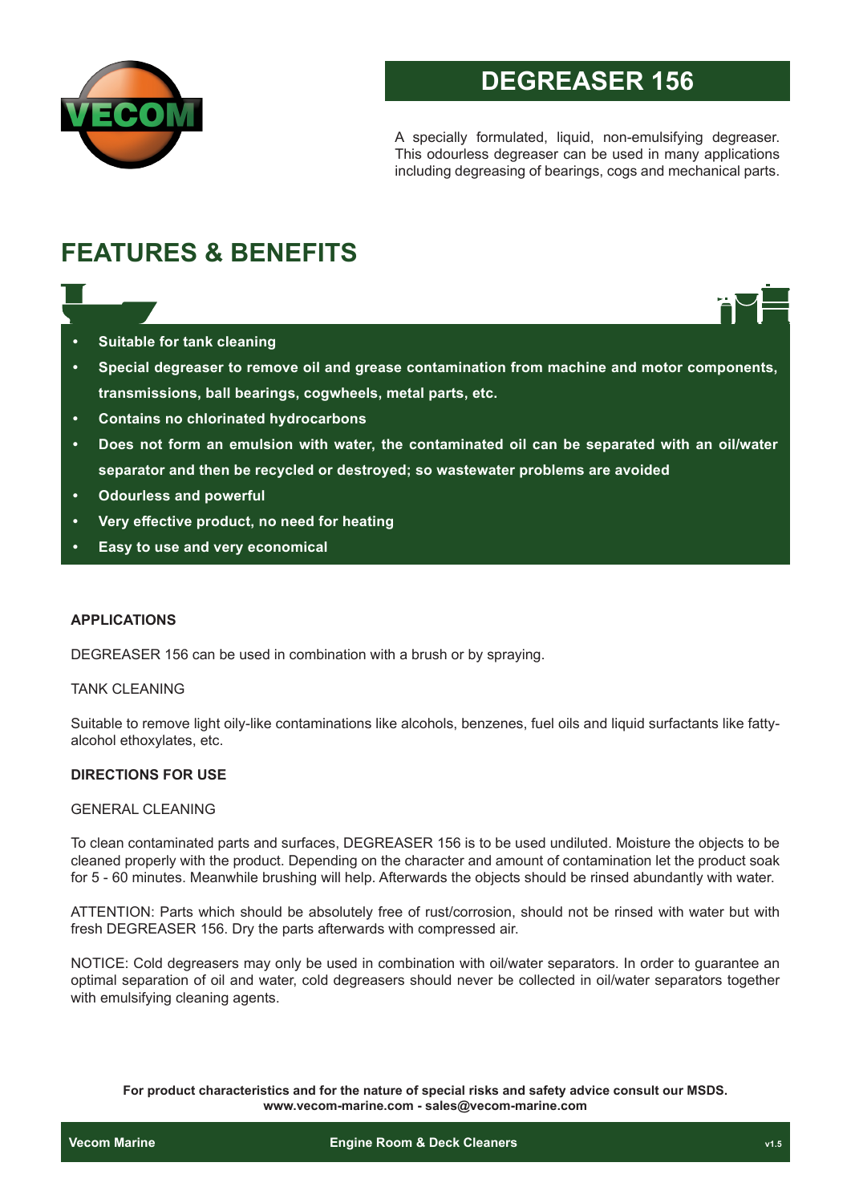# DEGREASER 156

A specially formulated, liquid, non-emulsifying degreaser. This odourless degreaser can be used in many applications including degreasing of bearings, cogs and mechanical parts.

## FEATURES & BENEFITS

- **Suitable for tank cleaning**
- **Special degreaser to remove oil and grease contamination from machine and motor components, transmissions, ball bearings, cogwheels, metal parts, etc.**
- **Contains no chlorinated hydrocarbons**
- **Does not form an emulsion with water, the contaminated oil can be separated with an oil/water separator and then be recycled or destroyed; so wastewater problems are avoided**
- **Odourless and powerful**
- **Very effective product, no need for heating**
- **Easy to use and very economical**

### APPLICATIONS

DEGREASER 156 can be used in combination with a brush or by spraying.

TANK CLEANING

Suitable to remove light oily-like contaminations like alcohols, benzenes, fuel oils and liquid surfactants like fatty-alcohol ethoxylates, etc.

### DIRECTIONS FOR USE

GENERAL CLEANING

To clean contaminated parts and surfaces, DEGREASER 156 is to be used undiluted. Moisture the objects to be cleaned properly with the product. Depending on the character and amount of contamination let the product soak for 5 - 60 minutes. Meanwhile brushing will help. Afterwards the objects should be rinsed abundantly with water.

ATTENTION: Parts which should be absolutely free of rust/corrosion, should not be rinsed with water but with fresh DEGREASER 156. Dry the parts afterwards with compressed air.

NOTICE: Cold degreasers may only be used in combination with oil/water separators. In order to guarantee an optimal separation of oil and water, cold degreasers should never be collected in oil/water separators together with emulsifying cleaning agents.

**For product characteristics and for the nature of special risks and safety advice consult our MSDS.**
**www.vecom-marine.com - sales@vecom-marine.com**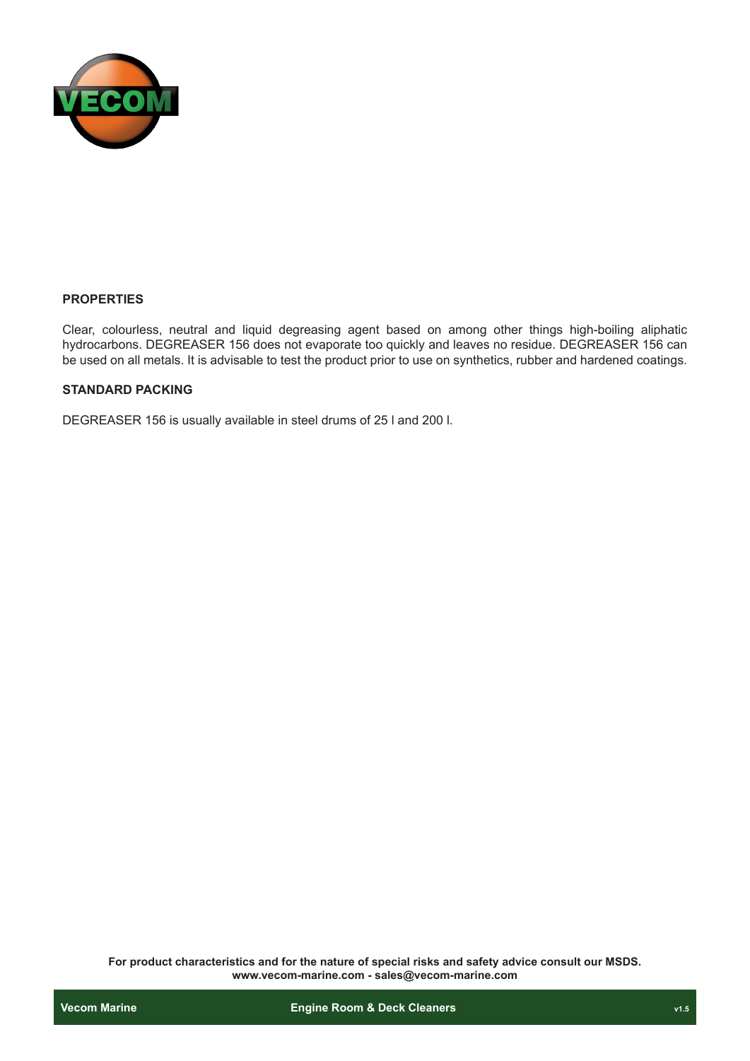## PROPERTIES

Clear, colourless, neutral and liquid degreasing agent based on among other things high-boiling aliphatic hydrocarbons. DEGREASER 156 does not evaporate too quickly and leaves no residue. DEGREASER 156 can be used on all metals. It is advisable to test the product prior to use on synthetics, rubber and hardened coatings.

## STANDARD PACKING

DEGREASER 156 is usually available in steel drums of 25 l and 200 l.

**For product characteristics and for the nature of special risks and safety advice consult our MSDS.**
**www.vecom-marine.com - sales@vecom-marine.com**